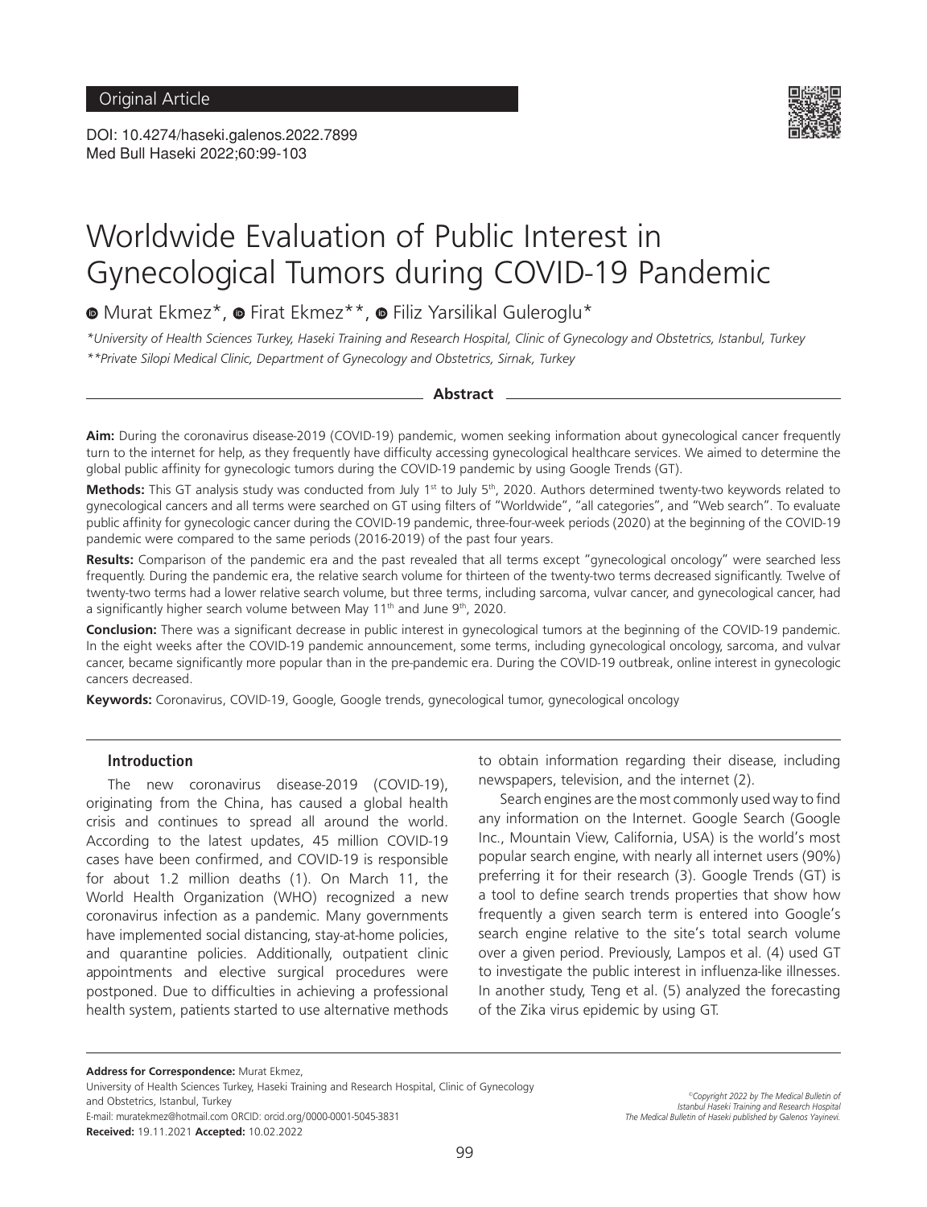Original Article

DOI: 10.4274/haseki.galenos.2022.7899
Med Bull Haseki 2022;60:99-103

# Worldwide Evaluation of Public Interest in Gynecological Tumors during COVID-19 Pandemic

Murat Ekmez*, Firat Ekmez**, Filiz Yarsilikal Guleroglu*

*University of Health Sciences Turkey, Haseki Training and Research Hospital, Clinic of Gynecology and Obstetrics, Istanbul, Turkey*
**Private Silopi Medical Clinic, Department of Gynecology and Obstetrics, Sirnak, Turkey*

## Abstract

**Aim:** During the coronavirus disease-2019 (COVID-19) pandemic, women seeking information about gynecological cancer frequently turn to the internet for help, as they frequently have difficulty accessing gynecological healthcare services. We aimed to determine the global public affinity for gynecologic tumors during the COVID-19 pandemic by using Google Trends (GT).

**Methods:** This GT analysis study was conducted from July 1st to July 5th, 2020. Authors determined twenty-two keywords related to gynecological cancers and all terms were searched on GT using filters of "Worldwide", "all categories", and "Web search". To evaluate public affinity for gynecologic cancer during the COVID-19 pandemic, three-four-week periods (2020) at the beginning of the COVID-19 pandemic were compared to the same periods (2016-2019) of the past four years.

**Results:** Comparison of the pandemic era and the past revealed that all terms except "gynecological oncology" were searched less frequently. During the pandemic era, the relative search volume for thirteen of the twenty-two terms decreased significantly. Twelve of twenty-two terms had a lower relative search volume, but three terms, including sarcoma, vulvar cancer, and gynecological cancer, had a significantly higher search volume between May 11th and June 9th, 2020.

**Conclusion:** There was a significant decrease in public interest in gynecological tumors at the beginning of the COVID-19 pandemic. In the eight weeks after the COVID-19 pandemic announcement, some terms, including gynecological oncology, sarcoma, and vulvar cancer, became significantly more popular than in the pre-pandemic era. During the COVID-19 outbreak, online interest in gynecologic cancers decreased.

**Keywords:** Coronavirus, COVID-19, Google, Google trends, gynecological tumor, gynecological oncology

## Introduction

The new coronavirus disease-2019 (COVID-19), originating from the China, has caused a global health crisis and continues to spread all around the world. According to the latest updates, 45 million COVID-19 cases have been confirmed, and COVID-19 is responsible for about 1.2 million deaths (1). On March 11, the World Health Organization (WHO) recognized a new coronavirus infection as a pandemic. Many governments have implemented social distancing, stay-at-home policies, and quarantine policies. Additionally, outpatient clinic appointments and elective surgical procedures were postponed. Due to difficulties in achieving a professional health system, patients started to use alternative methods to obtain information regarding their disease, including newspapers, television, and the internet (2).

Search engines are the most commonly used way to find any information on the Internet. Google Search (Google Inc., Mountain View, California, USA) is the world's most popular search engine, with nearly all internet users (90%) preferring it for their research (3). Google Trends (GT) is a tool to define search trends properties that show how frequently a given search term is entered into Google's search engine relative to the site's total search volume over a given period. Previously, Lampos et al. (4) used GT to investigate the public interest in influenza-like illnesses. In another study, Teng et al. (5) analyzed the forecasting of the Zika virus epidemic by using GT.

**Address for Correspondence:** Murat Ekmez,
University of Health Sciences Turkey, Haseki Training and Research Hospital, Clinic of Gynecology and Obstetrics, Istanbul, Turkey
E-mail: muratekmez@hotmail.com ORCID: orcid.org/0000-0001-5045-3831
**Received:** 19.11.2021 **Accepted:** 10.02.2022

©Copyright 2022 by The Medical Bulletin of Istanbul Haseki Training and Research Hospital
The Medical Bulletin of Haseki published by Galenos Yayinevi.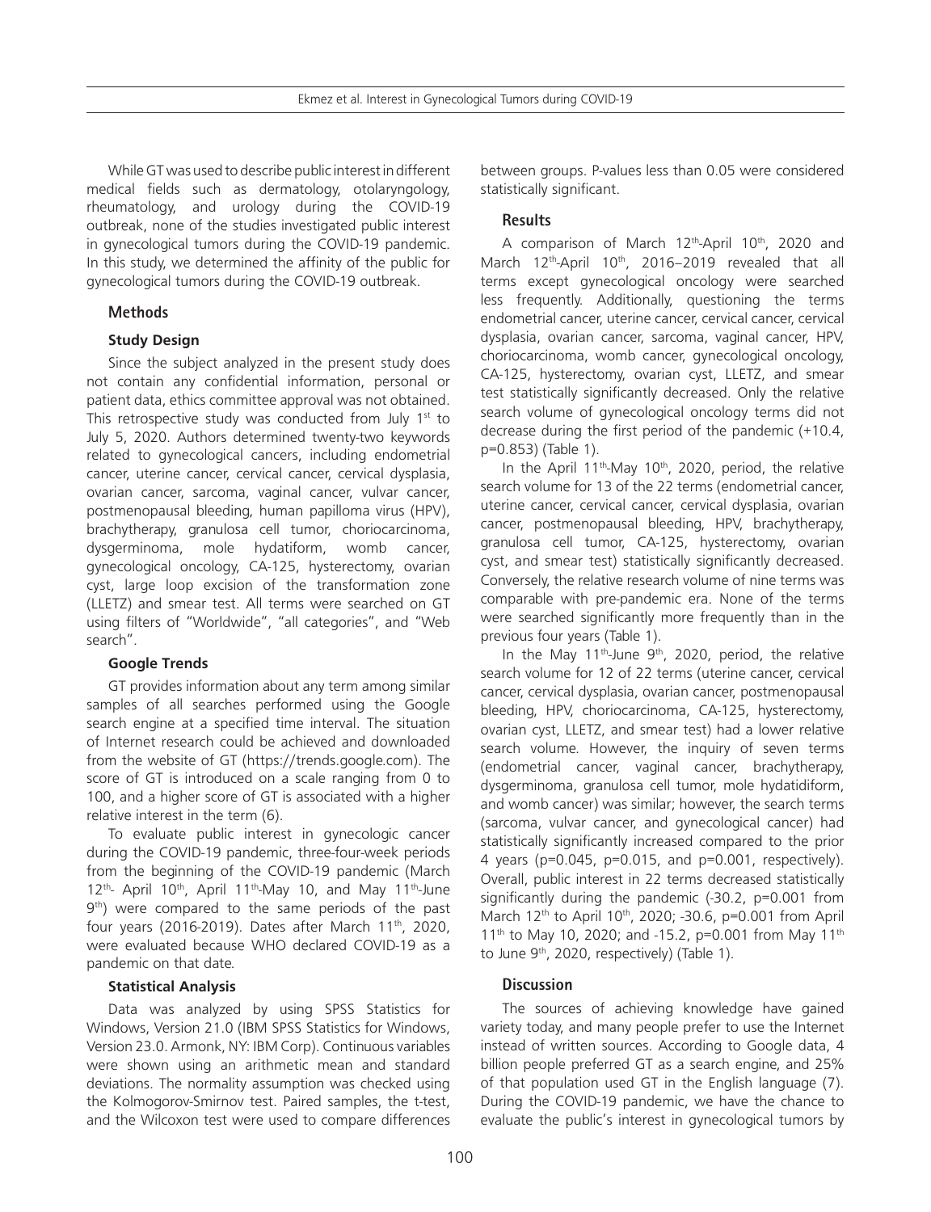While GT was used to describe public interest in different medical fields such as dermatology, otolaryngology, rheumatology, and urology during the COVID-19 outbreak, none of the studies investigated public interest in gynecological tumors during the COVID-19 pandemic. In this study, we determined the affinity of the public for gynecological tumors during the COVID-19 outbreak.

## Methods

### Study Design

Since the subject analyzed in the present study does not contain any confidential information, personal or patient data, ethics committee approval was not obtained. This retrospective study was conducted from July 1st to July 5, 2020. Authors determined twenty-two keywords related to gynecological cancers, including endometrial cancer, uterine cancer, cervical cancer, cervical dysplasia, ovarian cancer, sarcoma, vaginal cancer, vulvar cancer, postmenopausal bleeding, human papilloma virus (HPV), brachytherapy, granulosa cell tumor, choriocarcinoma, dysgerminoma, mole hydatiform, womb cancer, gynecological oncology, CA-125, hysterectomy, ovarian cyst, large loop excision of the transformation zone (LLETZ) and smear test. All terms were searched on GT using filters of "Worldwide", "all categories", and "Web search".

### Google Trends

GT provides information about any term among similar samples of all searches performed using the Google search engine at a specified time interval. The situation of Internet research could be achieved and downloaded from the website of GT (https://trends.google.com). The score of GT is introduced on a scale ranging from 0 to 100, and a higher score of GT is associated with a higher relative interest in the term (6).

To evaluate public interest in gynecologic cancer during the COVID-19 pandemic, three-four-week periods from the beginning of the COVID-19 pandemic (March 12th- April 10th, April 11th-May 10, and May 11th-June 9th) were compared to the same periods of the past four years (2016-2019). Dates after March 11th, 2020, were evaluated because WHO declared COVID-19 as a pandemic on that date.

### Statistical Analysis

Data was analyzed by using SPSS Statistics for Windows, Version 21.0 (IBM SPSS Statistics for Windows, Version 23.0. Armonk, NY: IBM Corp). Continuous variables were shown using an arithmetic mean and standard deviations. The normality assumption was checked using the Kolmogorov-Smirnov test. Paired samples, the t-test, and the Wilcoxon test were used to compare differences between groups. P-values less than 0.05 were considered statistically significant.

## Results

A comparison of March 12th-April 10th, 2020 and March 12th-April 10th, 2016–2019 revealed that all terms except gynecological oncology were searched less frequently. Additionally, questioning the terms endometrial cancer, uterine cancer, cervical cancer, cervical dysplasia, ovarian cancer, sarcoma, vaginal cancer, HPV, choriocarcinoma, womb cancer, gynecological oncology, CA-125, hysterectomy, ovarian cyst, LLETZ, and smear test statistically significantly decreased. Only the relative search volume of gynecological oncology terms did not decrease during the first period of the pandemic (+10.4, p=0.853) (Table 1).

In the April 11th-May 10th, 2020, period, the relative search volume for 13 of the 22 terms (endometrial cancer, uterine cancer, cervical cancer, cervical dysplasia, ovarian cancer, postmenopausal bleeding, HPV, brachytherapy, granulosa cell tumor, CA-125, hysterectomy, ovarian cyst, and smear test) statistically significantly decreased. Conversely, the relative research volume of nine terms was comparable with pre-pandemic era. None of the terms were searched significantly more frequently than in the previous four years (Table 1).

In the May 11th-June 9th, 2020, period, the relative search volume for 12 of 22 terms (uterine cancer, cervical cancer, cervical dysplasia, ovarian cancer, postmenopausal bleeding, HPV, choriocarcinoma, CA-125, hysterectomy, ovarian cyst, LLETZ, and smear test) had a lower relative search volume. However, the inquiry of seven terms (endometrial cancer, vaginal cancer, brachytherapy, dysgerminoma, granulosa cell tumor, mole hydatidiform, and womb cancer) was similar; however, the search terms (sarcoma, vulvar cancer, and gynecological cancer) had statistically significantly increased compared to the prior 4 years (p=0.045, p=0.015, and p=0.001, respectively). Overall, public interest in 22 terms decreased statistically significantly during the pandemic (-30.2, p=0.001 from March 12th to April 10th, 2020; -30.6, p=0.001 from April 11th to May 10, 2020; and -15.2, p=0.001 from May 11th to June 9th, 2020, respectively) (Table 1).

## Discussion

The sources of achieving knowledge have gained variety today, and many people prefer to use the Internet instead of written sources. According to Google data, 4 billion people preferred GT as a search engine, and 25% of that population used GT in the English language (7). During the COVID-19 pandemic, we have the chance to evaluate the public's interest in gynecological tumors by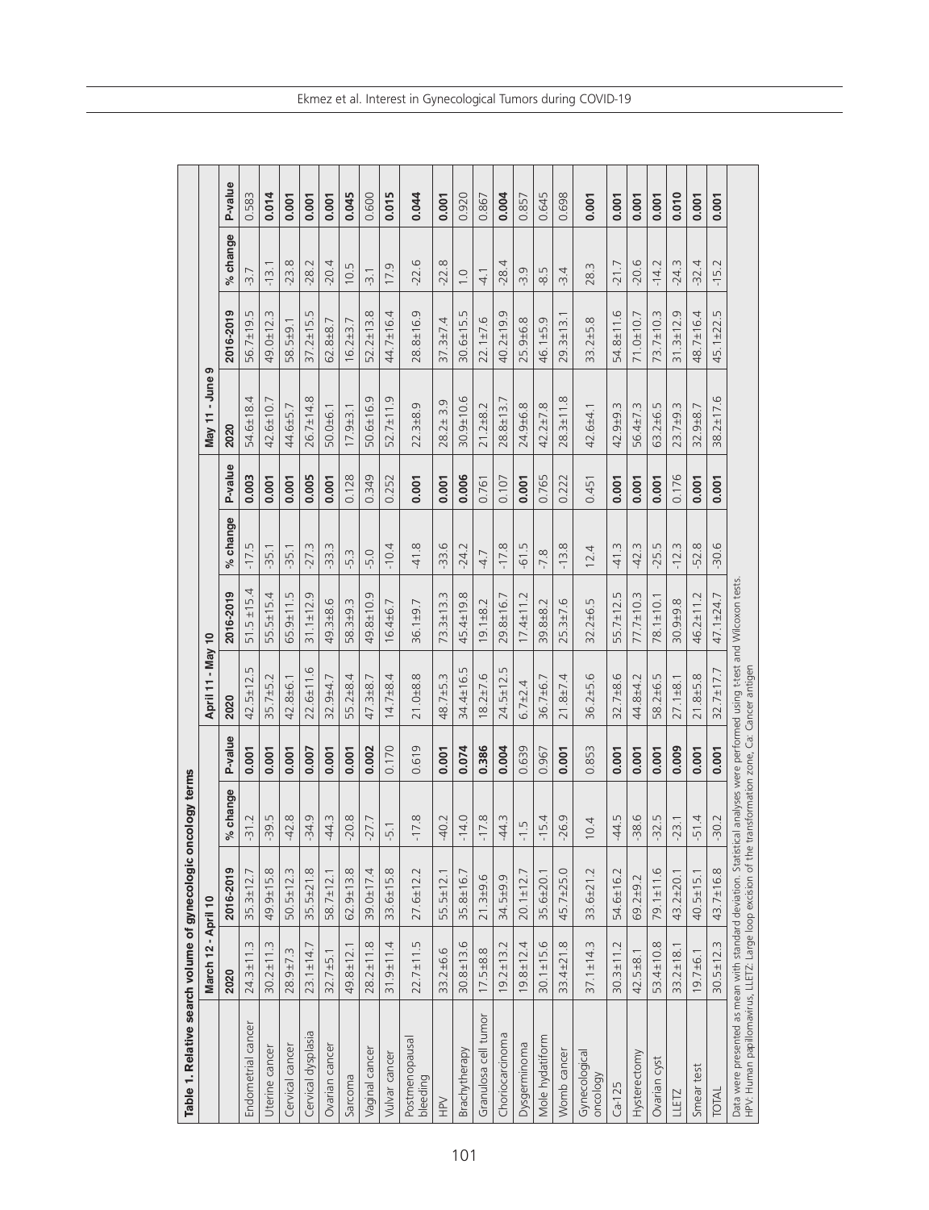**Table 1. Relative search volume of gynecologic oncology terms**

| | March 12 - April 10 | | | | April 11 - May 10 | | | | May 11 - June 9 | | | |
|---|---|---|---|---|---|---|---|---|---|---|---|---|
| | 2020 | 2016-2019 | % change | P-value | 2020 | 2016-2019 | % change | P-value | 2020 | 2016-2019 | % change | P-value |
| Endometrial cancer | 24.3±11.3 | 35.3±12.7 | -31.2 | **0.001** | 42.5±12.5 | 51.5 ±15.4 | -17.5 | **0.003** | 54.6±18.4 | 56.7±19.5 | -3.7 | 0.583 |
| Uterine cancer | 30.2±11.3 | 49.9±15.8 | -39.5 | **0.001** | 35.7±5.2 | 55.5±15.4 | -35.1 | **0.001** | 42.6±10.7 | 49.0±12.3 | -13.1 | **0.014** |
| Cervical cancer | 28.9±7.3 | 50.5±12.3 | -42.8 | **0.001** | 42.8±6.1 | 65.9±11.5 | -35.1 | **0.001** | 44.6±5.7 | 58.5±9.1 | -23.8 | **0.001** |
| Cervical dysplasia | 23.1±14.7 | 35.5±21.8 | -34.9 | **0.007** | 22.6±11.6 | 31.1±12.9 | -27.3 | **0.005** | 26.7±14.8 | 37.2±15.5 | -28.2 | **0.001** |
| Ovarian cancer | 32.7±5.1 | 58.7±12.1 | -44.3 | **0.001** | 32.9±4.7 | 49.3±8.6 | -33.3 | **0.001** | 50.0±6.1 | 62.8±8.7 | -20.4 | **0.001** |
| Sarcoma | 49.8±12.1 | 62.9±13.8 | -20.8 | **0.001** | 55.2±8.4 | 58.3±9.3 | -5.3 | 0.128 | 17.9±3.1 | 16.2±3.7 | 10.5 | **0.045** |
| Vaginal cancer | 28.2±11.8 | 39.0±17.4 | -27.7 | **0.002** | 47.3±8.7 | 49.8±10.9 | -5.0 | 0.349 | 50.6±16.9 | 52.2±13.8 | -3.1 | 0.600 |
| Vulvar cancer | 31.9±11.4 | 33.6±15.8 | -5.1 | 0.170 | 14.7±8.4 | 16.4±6.7 | -10.4 | 0.252 | 52.7±11.9 | 44.7±16.4 | 17.9 | **0.015** |
| Postmenopausal bleeding | 22.7±11.5 | 27.6±12.2 | -17.8 | 0.619 | 21.0±8.8 | 36.1±9.7 | -41.8 | **0.001** | 22.3±8.9 | 28.8±16.9 | -22.6 | **0.044** |
| HPV | 33.2±6.6 | 55.5±12.1 | -40.2 | **0.001** | 48.7±5.3 | 73.3±13.3 | -33.6 | **0.001** | 28.2± 3.9 | 37.3±7.4 | -22.8 | **0.001** |
| Brachytherapy | 30.8±13.6 | 35.8±16.7 | -14.0 | **0.074** | 34.4±16.5 | 45.4±19.8 | -24.2 | **0.006** | 30.9±10.6 | 30.6±15.5 | 1.0 | 0.920 |
| Granulosa cell tumor | 17.5±8.8 | 21.3±9.6 | -17.8 | **0.386** | 18.2±7.6 | 19.1±8.2 | -4.7 | 0.761 | 21.2±8.2 | 22.1±7.6 | -4.1 | 0.867 |
| Choriocarcinoma | 19.2±13.2 | 34.5±9.9 | -44.3 | **0.004** | 24.5±12.5 | 29.8±16.7 | -17.8 | 0.107 | 28.8±13.7 | 40.2±19.9 | -28.4 | **0.004** |
| Dysgerminoma | 19.8±12.4 | 20.1±12.7 | -1.5 | 0.639 | 6.7±2.4 | 17.4±11.2 | -61.5 | **0.001** | 24.9±6.8 | 25.9±6.8 | -3.9 | 0.857 |
| Mole hydatiform | 30.1±15.6 | 35.6±20.1 | -15.4 | 0.967 | 36.7±6.7 | 39.8±8.2 | -7.8 | 0.765 | 42.2±7.8 | 46.1±5.9 | -8.5 | 0.645 |
| Womb cancer | 33.4±21.8 | 45.7±25.0 | -26.9 | **0.001** | 21.8±7.4 | 25.3±7.6 | -13.8 | 0.222 | 28.3±11.8 | 29.3±13.1 | -3.4 | 0.698 |
| Gynecological oncology | 37.1±14.3 | 33.6±21.2 | 10.4 | 0.853 | 36.2±5.6 | 32.2±6.5 | 12.4 | 0.451 | 42.6±4.1 | 33.2±5.8 | 28.3 | **0.001** |
| Ca-125 | 30.3±11.2 | 54.6±16.2 | -44.5 | **0.001** | 32.7±8.6 | 55.7±12.5 | -41.3 | **0.001** | 42.9±9.3 | 54.8±11.6 | -21.7 | **0.001** |
| Hysterectomy | 42.5±8.1 | 69.2±9.2 | -38.6 | **0.001** | 44.8±4.2 | 77.7±10.3 | -42.3 | **0.001** | 56.4±7.3 | 71.0±10.7 | -20.6 | **0.001** |
| Ovarian cyst | 53.4±10.8 | 79.1±11.6 | -32.5 | **0.001** | 58.2±6.5 | 78.1±10.1 | -25.5 | **0.001** | 63.2±6.5 | 73.7±10.3 | -14.2 | **0.001** |
| LLETZ | 33.2±18.1 | 43.2±20.1 | -23.1 | **0.009** | 27.1±8.1 | 30.9±9.8 | -12.3 | 0.176 | 23.7±9.3 | 31.3±12.9 | -24.3 | **0.010** |
| Smear test | 19.7±6.1 | 40.5±15.1 | -51.4 | **0.001** | 21.8±5.8 | 46.2±11.2 | -52.8 | **0.001** | 32.9±8.7 | 48.7±16.4 | -32.4 | **0.001** |
| TOTAL | 30.5±12.3 | 43.7±16.8 | -30.2 | **0.001** | 32.7±17.7 | 47.1±24.7 | -30.6 | **0.001** | 38.2±17.6 | 45.1±22.5 | -15.2 | **0.001** |

Data were presented as mean with standard deviation. Statistical analyses were performed using t-test and Wilcoxon tests.
HPV: Human papillomavirus, LLETZ: Large loop excision of the transformation zone, Ca: Cancer antigen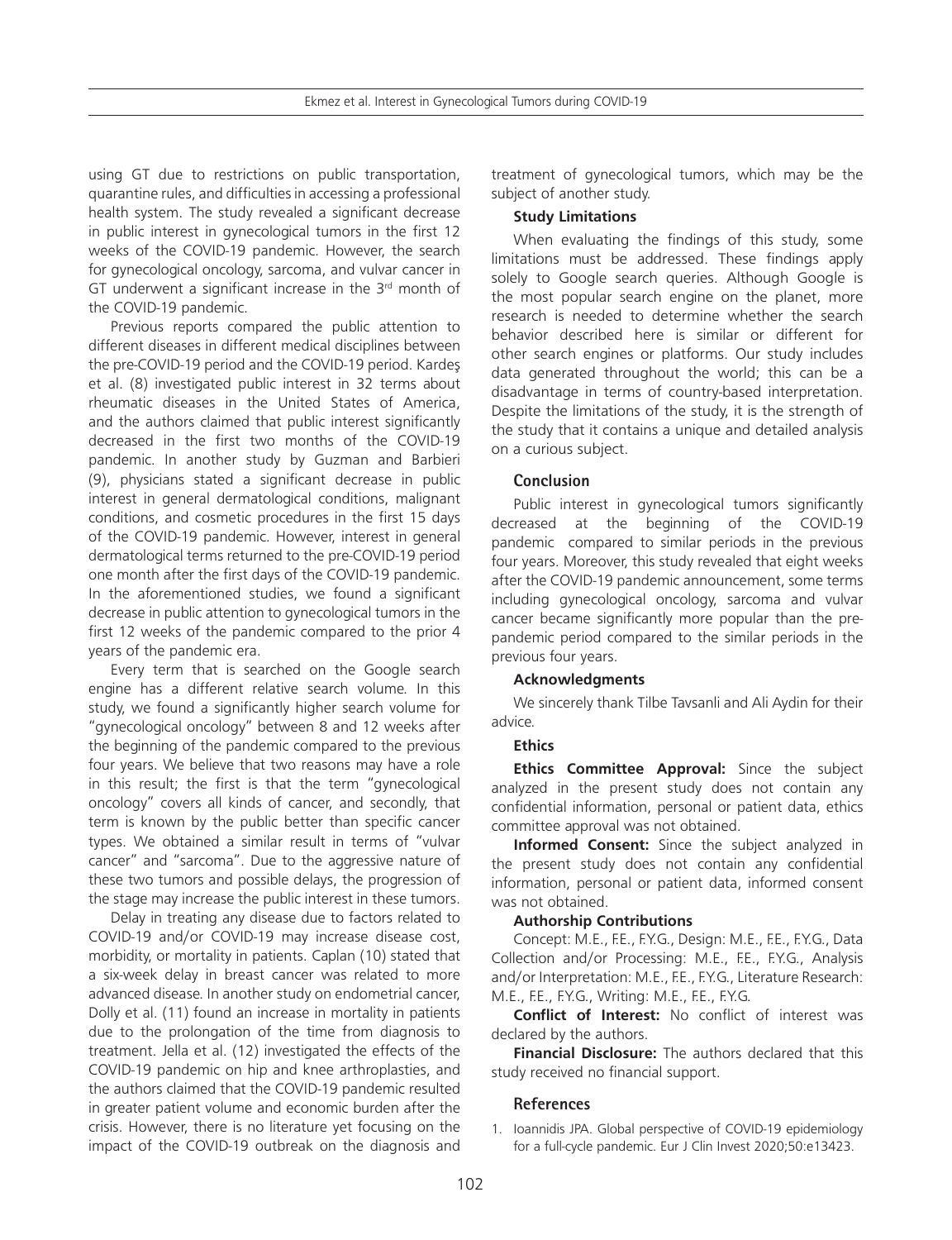using GT due to restrictions on public transportation, quarantine rules, and difficulties in accessing a professional health system. The study revealed a significant decrease in public interest in gynecological tumors in the first 12 weeks of the COVID-19 pandemic. However, the search for gynecological oncology, sarcoma, and vulvar cancer in GT underwent a significant increase in the 3rd month of the COVID-19 pandemic.

Previous reports compared the public attention to different diseases in different medical disciplines between the pre-COVID-19 period and the COVID-19 period. Kardeş et al. (8) investigated public interest in 32 terms about rheumatic diseases in the United States of America, and the authors claimed that public interest significantly decreased in the first two months of the COVID-19 pandemic. In another study by Guzman and Barbieri (9), physicians stated a significant decrease in public interest in general dermatological conditions, malignant conditions, and cosmetic procedures in the first 15 days of the COVID-19 pandemic. However, interest in general dermatological terms returned to the pre-COVID-19 period one month after the first days of the COVID-19 pandemic. In the aforementioned studies, we found a significant decrease in public attention to gynecological tumors in the first 12 weeks of the pandemic compared to the prior 4 years of the pandemic era.

Every term that is searched on the Google search engine has a different relative search volume. In this study, we found a significantly higher search volume for "gynecological oncology" between 8 and 12 weeks after the beginning of the pandemic compared to the previous four years. We believe that two reasons may have a role in this result; the first is that the term "gynecological oncology" covers all kinds of cancer, and secondly, that term is known by the public better than specific cancer types. We obtained a similar result in terms of "vulvar cancer" and "sarcoma". Due to the aggressive nature of these two tumors and possible delays, the progression of the stage may increase the public interest in these tumors.

Delay in treating any disease due to factors related to COVID-19 and/or COVID-19 may increase disease cost, morbidity, or mortality in patients. Caplan (10) stated that a six-week delay in breast cancer was related to more advanced disease. In another study on endometrial cancer, Dolly et al. (11) found an increase in mortality in patients due to the prolongation of the time from diagnosis to treatment. Jella et al. (12) investigated the effects of the COVID-19 pandemic on hip and knee arthroplasties, and the authors claimed that the COVID-19 pandemic resulted in greater patient volume and economic burden after the crisis. However, there is no literature yet focusing on the impact of the COVID-19 outbreak on the diagnosis and treatment of gynecological tumors, which may be the subject of another study.

### Study Limitations

When evaluating the findings of this study, some limitations must be addressed. These findings apply solely to Google search queries. Although Google is the most popular search engine on the planet, more research is needed to determine whether the search behavior described here is similar or different for other search engines or platforms. Our study includes data generated throughout the world; this can be a disadvantage in terms of country-based interpretation. Despite the limitations of the study, it is the strength of the study that it contains a unique and detailed analysis on a curious subject.

## Conclusion

Public interest in gynecological tumors significantly decreased at the beginning of the COVID-19 pandemic compared to similar periods in the previous four years. Moreover, this study revealed that eight weeks after the COVID-19 pandemic announcement, some terms including gynecological oncology, sarcoma and vulvar cancer became significantly more popular than the pre-pandemic period compared to the similar periods in the previous four years.

### Acknowledgments

We sincerely thank Tilbe Tavsanli and Ali Aydin for their advice.

### Ethics

**Ethics Committee Approval:** Since the subject analyzed in the present study does not contain any confidential information, personal or patient data, ethics committee approval was not obtained.

**Informed Consent:** Since the subject analyzed in the present study does not contain any confidential information, personal or patient data, informed consent was not obtained.

### Authorship Contributions

Concept: M.E., F.E., F.Y.G., Design: M.E., F.E., F.Y.G., Data Collection and/or Processing: M.E., F.E., F.Y.G., Analysis and/or Interpretation: M.E., F.E., F.Y.G., Literature Research: M.E., F.E., F.Y.G., Writing: M.E., F.E., F.Y.G.

**Conflict of Interest:** No conflict of interest was declared by the authors.

**Financial Disclosure:** The authors declared that this study received no financial support.

## References

1. Ioannidis JPA. Global perspective of COVID-19 epidemiology for a full-cycle pandemic. Eur J Clin Invest 2020;50:e13423.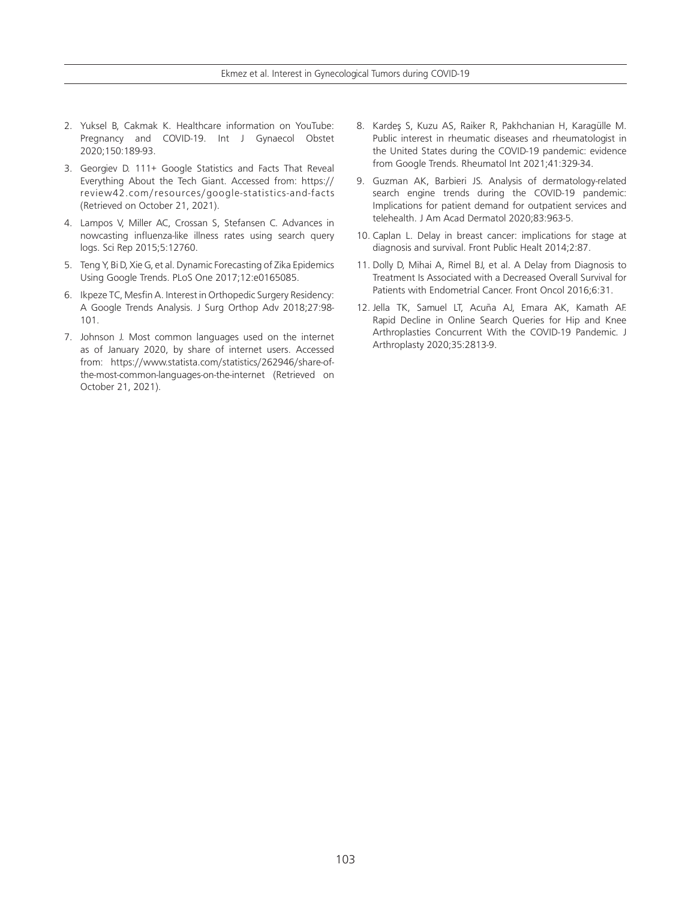2. Yuksel B, Cakmak K. Healthcare information on YouTube: Pregnancy and COVID-19. Int J Gynaecol Obstet 2020;150:189-93.

3. Georgiev D. 111+ Google Statistics and Facts That Reveal Everything About the Tech Giant. Accessed from: https://review42.com/resources/google-statistics-and-facts (Retrieved on October 21, 2021).

4. Lampos V, Miller AC, Crossan S, Stefansen C. Advances in nowcasting influenza-like illness rates using search query logs. Sci Rep 2015;5:12760.

5. Teng Y, Bi D, Xie G, et al. Dynamic Forecasting of Zika Epidemics Using Google Trends. PLoS One 2017;12:e0165085.

6. Ikpeze TC, Mesfin A. Interest in Orthopedic Surgery Residency: A Google Trends Analysis. J Surg Orthop Adv 2018;27:98-101.

7. Johnson J. Most common languages used on the internet as of January 2020, by share of internet users. Accessed from: https://www.statista.com/statistics/262946/share-of-the-most-common-languages-on-the-internet (Retrieved on October 21, 2021).

8. Kardeş S, Kuzu AS, Raiker R, Pakhchanian H, Karagülle M. Public interest in rheumatic diseases and rheumatologist in the United States during the COVID-19 pandemic: evidence from Google Trends. Rheumatol Int 2021;41:329-34.

9. Guzman AK, Barbieri JS. Analysis of dermatology-related search engine trends during the COVID-19 pandemic: Implications for patient demand for outpatient services and telehealth. J Am Acad Dermatol 2020;83:963-5.

10. Caplan L. Delay in breast cancer: implications for stage at diagnosis and survival. Front Public Healt 2014;2:87.

11. Dolly D, Mihai A, Rimel BJ, et al. A Delay from Diagnosis to Treatment Is Associated with a Decreased Overall Survival for Patients with Endometrial Cancer. Front Oncol 2016;6:31.

12. Jella TK, Samuel LT, Acuña AJ, Emara AK, Kamath AF. Rapid Decline in Online Search Queries for Hip and Knee Arthroplasties Concurrent With the COVID-19 Pandemic. J Arthroplasty 2020;35:2813-9.